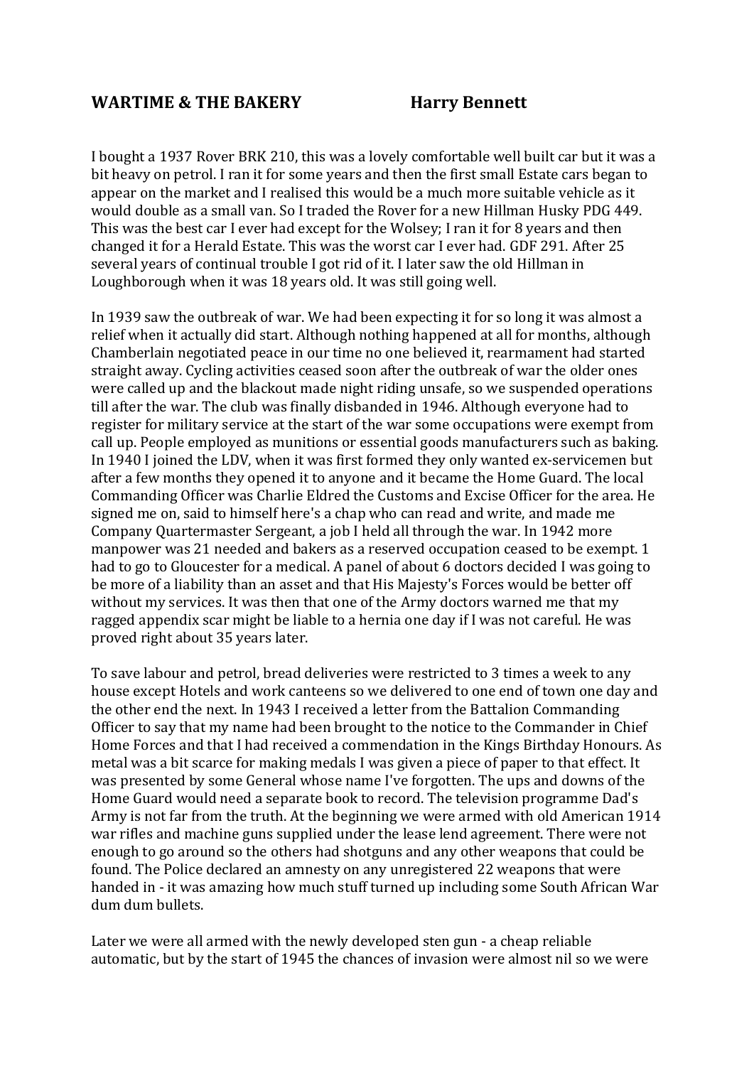# WARTIME & THE BAKERY Harry Bennett

I bought a 1937 Rover BRK 210, this was a lovely comfortable well built car but it was a bit heavy on petrol. I ran it for some years and then the first small Estate cars began to appear on the market and I realised this would be a much more suitable vehicle as it would double as a small van. So I traded the Rover for a new Hillman Husky PDG 449. This was the best car I ever had except for the Wolsey; I ran it for 8 years and then changed it for a Herald Estate. This was the worst car I ever had. GDF 291. After 25 several years of continual trouble I got rid of it. I later saw the old Hillman in Loughborough when it was 18 years old. It was still going well.

In 1939 saw the outbreak of war. We had been expecting it for so long it was almost a relief when it actually did start. Although nothing happened at all for months, although Chamberlain negotiated peace in our time no one believed it, rearmament had started straight away. Cycling activities ceased soon after the outbreak of war the older ones were called up and the blackout made night riding unsafe, so we suspended operations till after the war. The club was finally disbanded in 1946. Although everyone had to register for military service at the start of the war some occupations were exempt from call up. People employed as munitions or essential goods manufacturers such as baking. In 1940 I joined the LDV, when it was first formed they only wanted ex-servicemen but after a few months they opened it to anyone and it became the Home Guard. The local Commanding Officer was Charlie Eldred the Customs and Excise Officer for the area. He signed me on, said to himself here's a chap who can read and write, and made me Company Quartermaster Sergeant, a job I held all through the war. In 1942 more manpower was 21 needed and bakers as a reserved occupation ceased to be exempt. 1 had to go to Gloucester for a medical. A panel of about 6 doctors decided I was going to be more of a liability than an asset and that His Majesty's Forces would be better off without my services. It was then that one of the Army doctors warned me that my ragged appendix scar might be liable to a hernia one day if I was not careful. He was proved right about 35 years later.

To save labour and petrol, bread deliveries were restricted to 3 times a week to any house except Hotels and work canteens so we delivered to one end of town one day and the other end the next. In 1943 I received a letter from the Battalion Commanding Officer to say that my name had been brought to the notice to the Commander in Chief Home Forces and that I had received a commendation in the Kings Birthday Honours. As metal was a bit scarce for making medals I was given a piece of paper to that effect. It was presented by some General whose name I've forgotten. The ups and downs of the Home Guard would need a separate book to record. The television programme Dad's Army is not far from the truth. At the beginning we were armed with old American 1914 war rifles and machine guns supplied under the lease lend agreement. There were not enough to go around so the others had shotguns and any other weapons that could be found. The Police declared an amnesty on any unregistered 22 weapons that were handed in - it was amazing how much stuff turned up including some South African War dum dum bullets.

Later we were all armed with the newly developed sten gun - a cheap reliable automatic, but by the start of 1945 the chances of invasion were almost nil so we were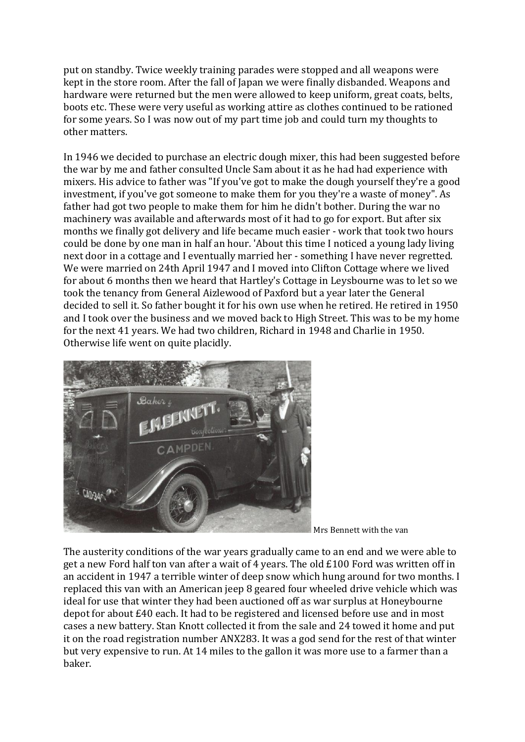put on standby. Twice weekly training parades were stopped and all weapons were kept in the store room. After the fall of Japan we were finally disbanded. Weapons and hardware were returned but the men were allowed to keep uniform, great coats, belts, boots etc. These were very useful as working attire as clothes continued to be rationed for some years. So I was now out of my part time job and could turn my thoughts to other matters.

In 1946 we decided to purchase an electric dough mixer, this had been suggested before the war by me and father consulted Uncle Sam about it as he had had experience with mixers. His advice to father was "If you've got to make the dough yourself they're a good investment, if you've got someone to make them for you they're a waste of money". As father had got two people to make them for him he didn't bother. During the war no machinery was available and afterwards most of it had to go for export. But after six months we finally got delivery and life became much easier - work that took two hours could be done by one man in half an hour. 'About this time I noticed a young lady living next door in a cottage and I eventually married her - something I have never regretted. We were married on 24th April 1947 and I moved into Clifton Cottage where we lived for about 6 months then we heard that Hartley's Cottage in Leysbourne was to let so we took the tenancy from General Aizlewood of Paxford but a year later the General decided to sell it. So father bought it for his own use when he retired. He retired in 1950 and I took over the business and we moved back to High Street. This was to be my home for the next 41 years. We had two children, Richard in 1948 and Charlie in 1950. Otherwise life went on quite placidly.

Mrs Bennett with the van

The austerity conditions of the war years gradually came to an end and we were able to get a new Ford half ton van after a wait of 4 years. The old £100 Ford was written off in an accident in 1947 a terrible winter of deep snow which hung around for two months. I replaced this van with an American jeep 8 geared four wheeled drive vehicle which was ideal for use that winter they had been auctioned off as war surplus at Honeybourne depot for about £40 each. It had to be registered and licensed before use and in most cases a new battery. Stan Knott collected it from the sale and 24 towed it home and put it on the road registration number ANX283. It was a god send for the rest of that winter but very expensive to run. At 14 miles to the gallon it was more use to a farmer than a baker.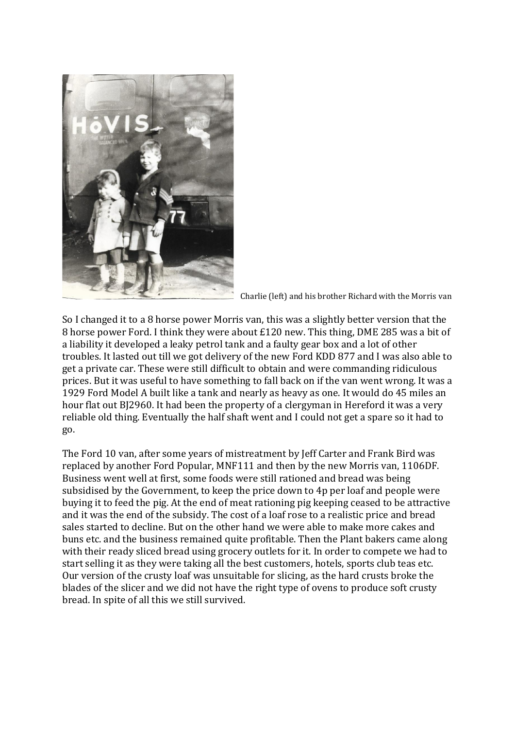Charlie (left) and his brother Richard with the Morris van

So I changed it to a 8 horse power Morris van, this was a slightly better version that the 8 horse power Ford. I think they were about £120 new. This thing, DME 285 was a bit of a liability it developed a leaky petrol tank and a faulty gear box and a lot of other troubles. It lasted out till we got delivery of the new Ford KDD 877 and I was also able to get a private car. These were still difficult to obtain and were commanding ridiculous prices. But it was useful to have something to fall back on if the van went wrong. It was a 1929 Ford Model A built like a tank and nearly as heavy as one. It would do 45 miles an hour flat out BJ2960. It had been the property of a clergyman in Hereford it was a very reliable old thing. Eventually the half shaft went and I could not get a spare so it had to go.

The Ford 10 van, after some years of mistreatment by Jeff Carter and Frank Bird was replaced by another Ford Popular, MNF111 and then by the new Morris van, 1106DF. Business went well at first, some foods were still rationed and bread was being subsidised by the Government, to keep the price down to 4p per loaf and people were buying it to feed the pig. At the end of meat rationing pig keeping ceased to be attractive and it was the end of the subsidy. The cost of a loaf rose to a realistic price and bread sales started to decline. But on the other hand we were able to make more cakes and buns etc. and the business remained quite profitable. Then the Plant bakers came along with their ready sliced bread using grocery outlets for it. In order to compete we had to start selling it as they were taking all the best customers, hotels, sports club teas etc. Our version of the crusty loaf was unsuitable for slicing, as the hard crusts broke the blades of the slicer and we did not have the right type of ovens to produce soft crusty bread. In spite of all this we still survived.